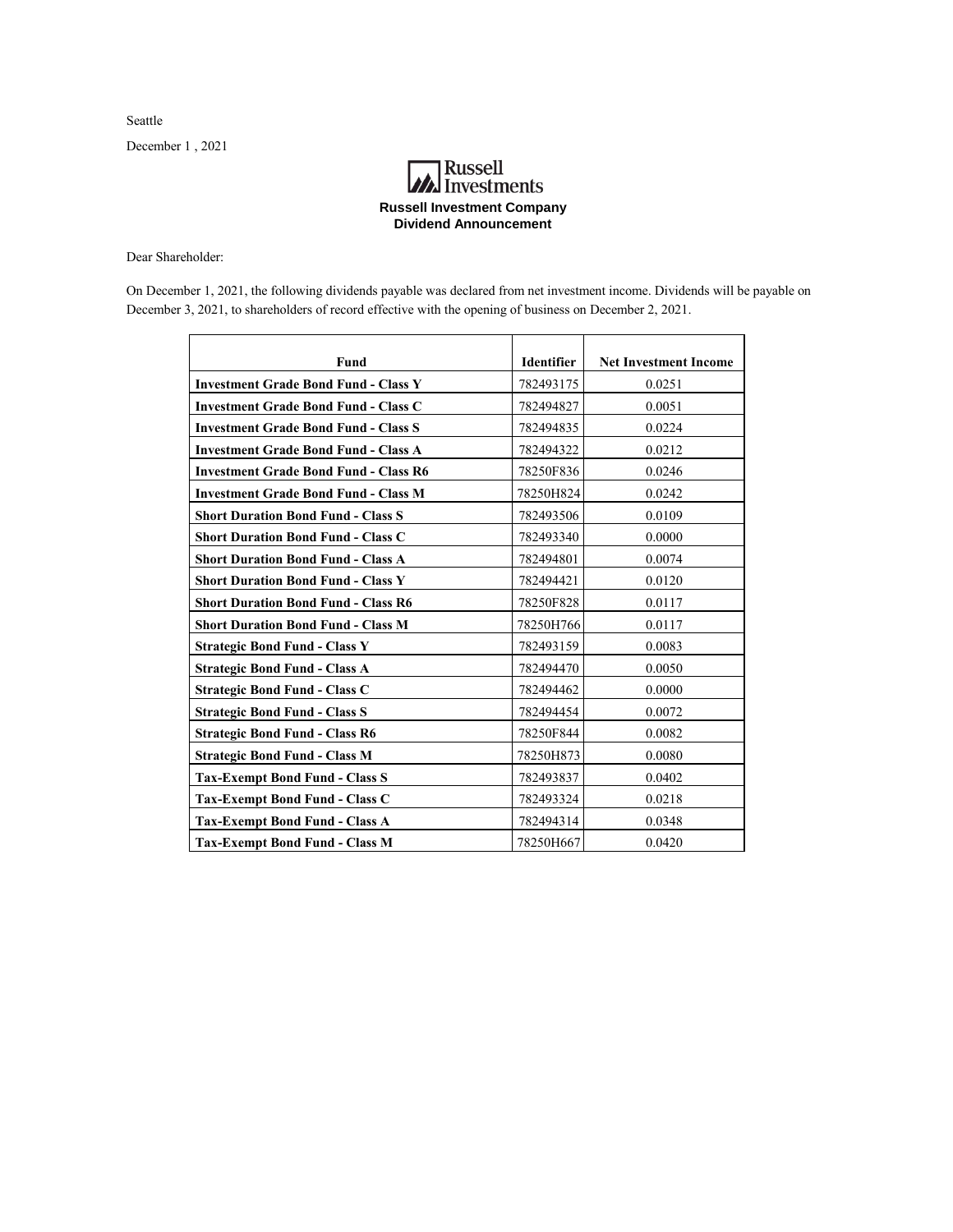Seattle

December 1 , 2021

Russell Investments

**Russell Investment Company**
**Dividend Announcement**

Dear Shareholder:

On December 1, 2021, the following dividends payable was declared from net investment income. Dividends will be payable on December 3, 2021, to shareholders of record effective with the opening of business on December 2, 2021.

| Fund | Identifier | Net Investment Income |
|---|---|---|
| **Investment Grade Bond Fund - Class Y** | 782493175 | 0.0251 |
| **Investment Grade Bond Fund - Class C** | 782494827 | 0.0051 |
| **Investment Grade Bond Fund - Class S** | 782494835 | 0.0224 |
| **Investment Grade Bond Fund - Class A** | 782494322 | 0.0212 |
| **Investment Grade Bond Fund - Class R6** | 78250F836 | 0.0246 |
| **Investment Grade Bond Fund - Class M** | 78250H824 | 0.0242 |
| **Short Duration Bond Fund - Class S** | 782493506 | 0.0109 |
| **Short Duration Bond Fund - Class C** | 782493340 | 0.0000 |
| **Short Duration Bond Fund - Class A** | 782494801 | 0.0074 |
| **Short Duration Bond Fund - Class Y** | 782494421 | 0.0120 |
| **Short Duration Bond Fund - Class R6** | 78250F828 | 0.0117 |
| **Short Duration Bond Fund - Class M** | 78250H766 | 0.0117 |
| **Strategic Bond Fund - Class Y** | 782493159 | 0.0083 |
| **Strategic Bond Fund - Class A** | 782494470 | 0.0050 |
| **Strategic Bond Fund - Class C** | 782494462 | 0.0000 |
| **Strategic Bond Fund - Class S** | 782494454 | 0.0072 |
| **Strategic Bond Fund - Class R6** | 78250F844 | 0.0082 |
| **Strategic Bond Fund - Class M** | 78250H873 | 0.0080 |
| **Tax-Exempt Bond Fund - Class S** | 782493837 | 0.0402 |
| **Tax-Exempt Bond Fund - Class C** | 782493324 | 0.0218 |
| **Tax-Exempt Bond Fund - Class A** | 782494314 | 0.0348 |
| **Tax-Exempt Bond Fund - Class M** | 78250H667 | 0.0420 |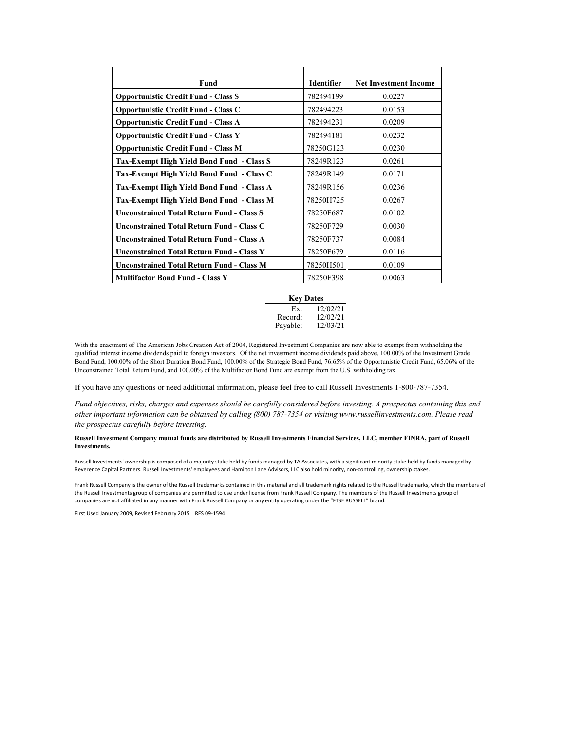| Fund | Identifier | Net Investment Income |
| --- | --- | --- |
| **Opportunistic Credit Fund - Class S** | 782494199 | 0.0227 |
| **Opportunistic Credit Fund - Class C** | 782494223 | 0.0153 |
| **Opportunistic Credit Fund - Class A** | 782494231 | 0.0209 |
| **Opportunistic Credit Fund - Class Y** | 782494181 | 0.0232 |
| **Opportunistic Credit Fund - Class M** | 78250G123 | 0.0230 |
| **Tax-Exempt High Yield Bond Fund - Class S** | 78249R123 | 0.0261 |
| **Tax-Exempt High Yield Bond Fund - Class C** | 78249R149 | 0.0171 |
| **Tax-Exempt High Yield Bond Fund - Class A** | 78249R156 | 0.0236 |
| **Tax-Exempt High Yield Bond Fund - Class M** | 78250H725 | 0.0267 |
| **Unconstrained Total Return Fund - Class S** | 78250F687 | 0.0102 |
| **Unconstrained Total Return Fund - Class C** | 78250F729 | 0.0030 |
| **Unconstrained Total Return Fund - Class A** | 78250F737 | 0.0084 |
| **Unconstrained Total Return Fund - Class Y** | 78250F679 | 0.0116 |
| **Unconstrained Total Return Fund - Class M** | 78250H501 | 0.0109 |
| **Multifactor Bond Fund - Class Y** | 78250F398 | 0.0063 |

| **Key Dates** | |
| --- | --- |
| Ex: | 12/02/21 |
| Record: | 12/02/21 |
| Payable: | 12/03/21 |

With the enactment of The American Jobs Creation Act of 2004, Registered Investment Companies are now able to exempt from withholding the qualified interest income dividends paid to foreign investors. Of the net investment income dividends paid above, 100.00% of the Investment Grade Bond Fund, 100.00% of the Short Duration Bond Fund, 100.00% of the Strategic Bond Fund, 76.65% of the Opportunistic Credit Fund, 65.06% of the Unconstrained Total Return Fund, and 100.00% of the Multifactor Bond Fund are exempt from the U.S. withholding tax.

If you have any questions or need additional information, please feel free to call Russell Investments 1-800-787-7354.

*Fund objectives, risks, charges and expenses should be carefully considered before investing. A prospectus containing this and other important information can be obtained by calling (800) 787-7354 or visiting www.russellinvestments.com. Please read the prospectus carefully before investing.*

**Russell Investment Company mutual funds are distributed by Russell Investments Financial Services, LLC, member FINRA, part of Russell Investments.**

Russell Investments' ownership is composed of a majority stake held by funds managed by TA Associates, with a significant minority stake held by funds managed by Reverence Capital Partners. Russell Investments' employees and Hamilton Lane Advisors, LLC also hold minority, non-controlling, ownership stakes.

Frank Russell Company is the owner of the Russell trademarks contained in this material and all trademark rights related to the Russell trademarks, which the members of the Russell Investments group of companies are permitted to use under license from Frank Russell Company. The members of the Russell Investments group of companies are not affiliated in any manner with Frank Russell Company or any entity operating under the "FTSE RUSSELL" brand.

First Used January 2009, Revised February 2015 RFS 09-1594